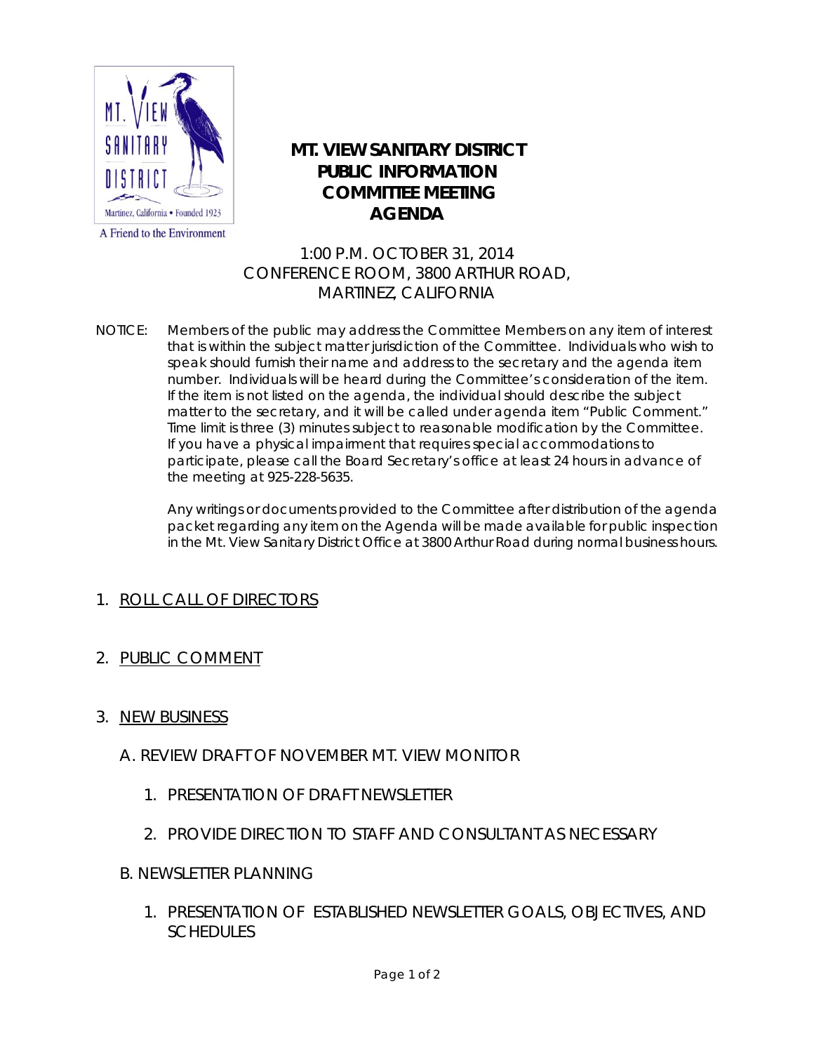MT. VIEW SANITARY DISTRICT

Martinez, California • Founded 1923

A Friend to the Environment

# MT. VIEW SANITARY DISTRICT PUBLIC INFORMATION COMMITTEE MEETING AGENDA

1:00 P.M. OCTOBER 31, 2014
CONFERENCE ROOM, 3800 ARTHUR ROAD,
MARTINEZ, CALIFORNIA

NOTICE: Members of the public may address the Committee Members on any item of interest that is within the subject matter jurisdiction of the Committee. Individuals who wish to speak should furnish their name and address to the secretary and the agenda item number. Individuals will be heard during the Committee's consideration of the item. If the item is not listed on the agenda, the individual should describe the subject matter to the secretary, and it will be called under agenda item "Public Comment." Time limit is three (3) minutes subject to reasonable modification by the Committee. If you have a physical impairment that requires special accommodations to participate, please call the Board Secretary's office at least 24 hours in advance of the meeting at 925-228-5635.

Any writings or documents provided to the Committee after distribution of the agenda packet regarding any item on the Agenda will be made available for public inspection in the Mt. View Sanitary District Office at 3800 Arthur Road during normal business hours.

1. ROLL CALL OF DIRECTORS

2. PUBLIC COMMENT

3. NEW BUSINESS

   A. REVIEW DRAFT OF NOVEMBER MT. VIEW MONITOR

      1. PRESENTATION OF DRAFT NEWSLETTER

      2. PROVIDE DIRECTION TO STAFF AND CONSULTANT AS NECESSARY

   B. NEWSLETTER PLANNING

      1. PRESENTATION OF ESTABLISHED NEWSLETTER GOALS, OBJECTIVES, AND SCHEDULES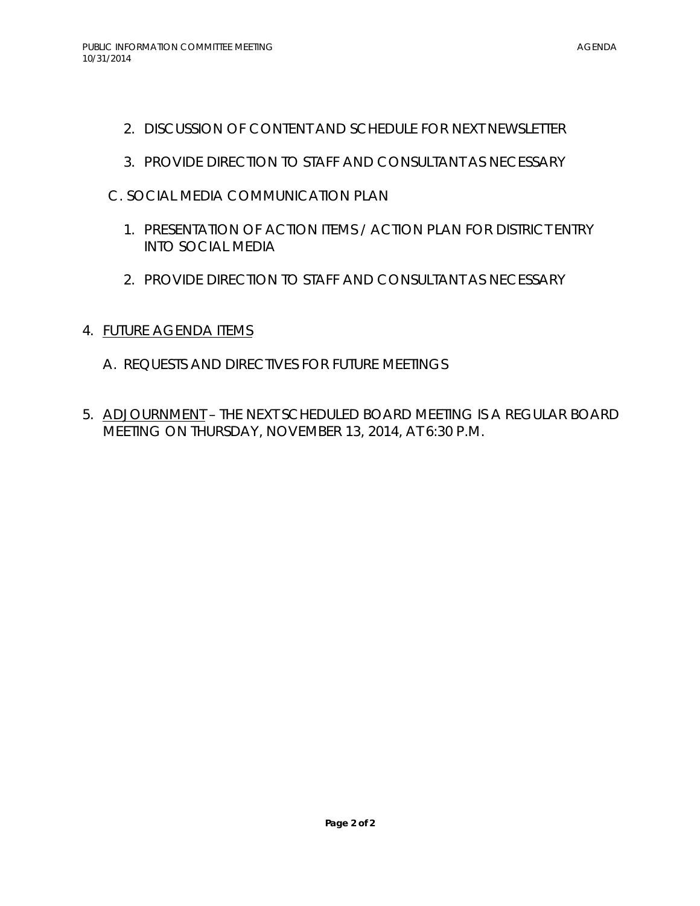2. DISCUSSION OF CONTENT AND SCHEDULE FOR NEXT NEWSLETTER

3. PROVIDE DIRECTION TO STAFF AND CONSULTANT AS NECESSARY

C. SOCIAL MEDIA COMMUNICATION PLAN

1. PRESENTATION OF ACTION ITEMS / ACTION PLAN FOR DISTRICT ENTRY INTO SOCIAL MEDIA

2. PROVIDE DIRECTION TO STAFF AND CONSULTANT AS NECESSARY

4. <u>FUTURE AGENDA ITEMS</u>

A. REQUESTS AND DIRECTIVES FOR FUTURE MEETINGS

5. <u>ADJOURNMENT</u> – THE NEXT SCHEDULED BOARD MEETING IS A REGULAR BOARD MEETING ON THURSDAY, NOVEMBER 13, 2014, AT 6:30 P.M.